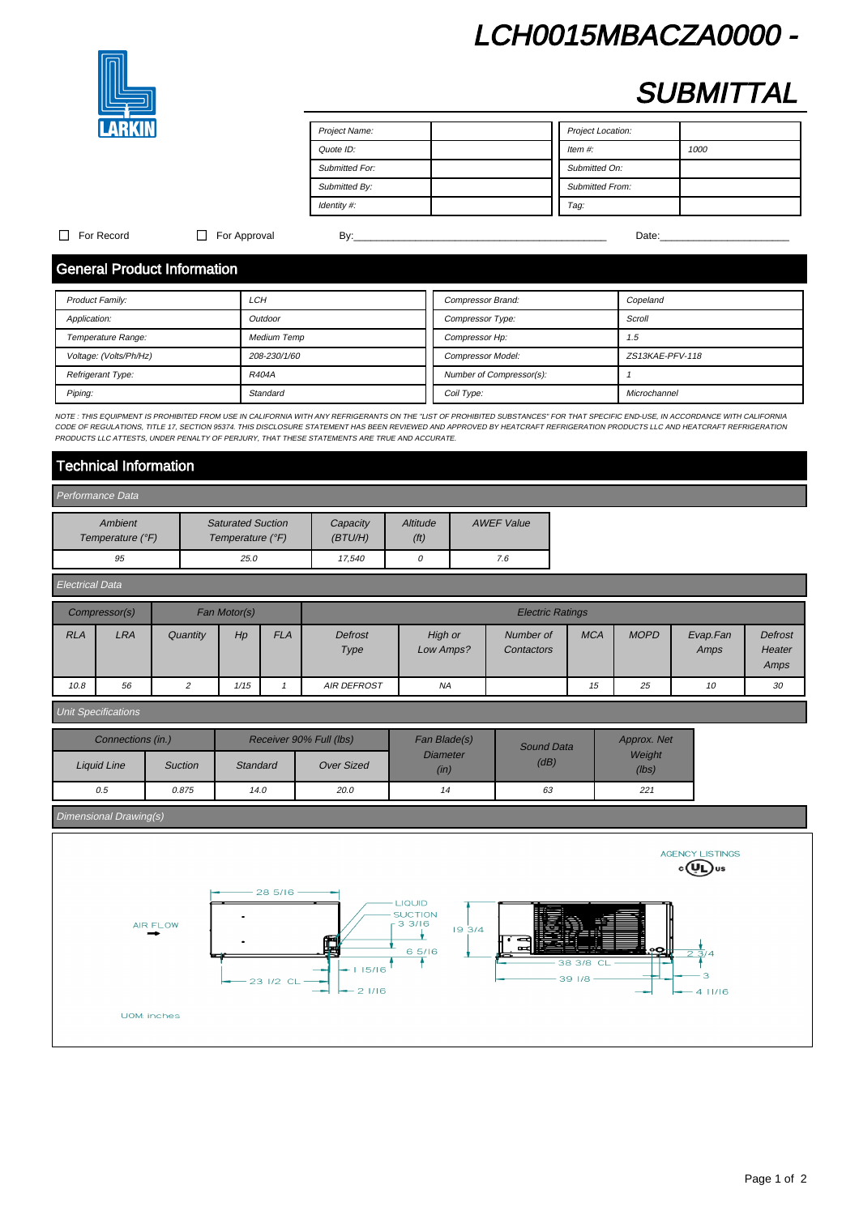# LCH0015MBACZA0000 - SUBMITTAL

LARKIN

| Project Name: | | Project Location: | |
|---|---|---|---|
| Quote ID: | | Item #: | 1000 |
| Submitted For: | | Submitted On: | |
| Submitted By: | | Submitted From: | |
| Identity #: | | Tag: | |

☐ For Record ☐ For Approval By:_______________________________ Date:_______________

## General Product Information

| Product Family: | LCH | Compressor Brand: | Copeland |
|---|---|---|---|
| Application: | Outdoor | Compressor Type: | Scroll |
| Temperature Range: | Medium Temp | Compressor Hp: | 1.5 |
| Voltage: (Volts/Ph/Hz) | 208-230/1/60 | Compressor Model: | ZS13KAE-PFV-118 |
| Refrigerant Type: | R404A | Number of Compressor(s): | 1 |
| Piping: | Standard | Coil Type: | Microchannel |

*NOTE : THIS EQUIPMENT IS PROHIBITED FROM USE IN CALIFORNIA WITH ANY REFRIGERANTS ON THE "LIST OF PROHIBITED SUBSTANCES" FOR THAT SPECIFIC END-USE, IN ACCORDANCE WITH CALIFORNIA CODE OF REGULATIONS, TITLE 17, SECTION 95374. THIS DISCLOSURE STATEMENT HAS BEEN REVIEWED AND APPROVED BY HEATCRAFT REFRIGERATION PRODUCTS LLC AND HEATCRAFT REFRIGERATION PRODUCTS LLC ATTESTS, UNDER PENALTY OF PERJURY, THAT THESE STATEMENTS ARE TRUE AND ACCURATE.*

## Technical Information

### Performance Data

| Ambient Temperature (°F) | Saturated Suction Temperature (°F) | Capacity (BTU/H) | Altitude (ft) | AWEF Value |
|---|---|---|---|---|
| 95 | 25.0 | 17,540 | 0 | 7.6 |

### Electrical Data

| Compressor(s) | | Fan Motor(s) | | | Electric Ratings | | | | | | |
|---|---|---|---|---|---|---|---|---|---|---|---|
| RLA | LRA | Quantity | Hp | FLA | Defrost Type | High or Low Amps? | Number of Contactors | MCA | MOPD | Evap.Fan Amps | Defrost Heater Amps |
| 10.8 | 56 | 2 | 1/15 | 1 | AIR DEFROST | NA | | 15 | 25 | 10 | 30 |

### Unit Specifications

| Connections (in.) | | Receiver 90% Full (lbs) | | Fan Blade(s) Diameter (in) | Sound Data (dB) | Approx. Net Weight (lbs) |
|---|---|---|---|---|---|---|
| Liquid Line | Suction | Standard | Over Sized | | | |
| 0.5 | 0.875 | 14.0 | 20.0 | 14 | 63 | 221 |

### Dimensional Drawing(s)

AGENCY LISTINGS c UL us

AIR FLOW

28 5/16, 23 1/2 CL, LIQUID, SUCTION, 3 3/16, 6 5/16, 1 15/16, 2 1/16, 19 3/4, 38 3/8 CL, 39 1/8, 2 3/4, 3, 4 11/16

UOM: inches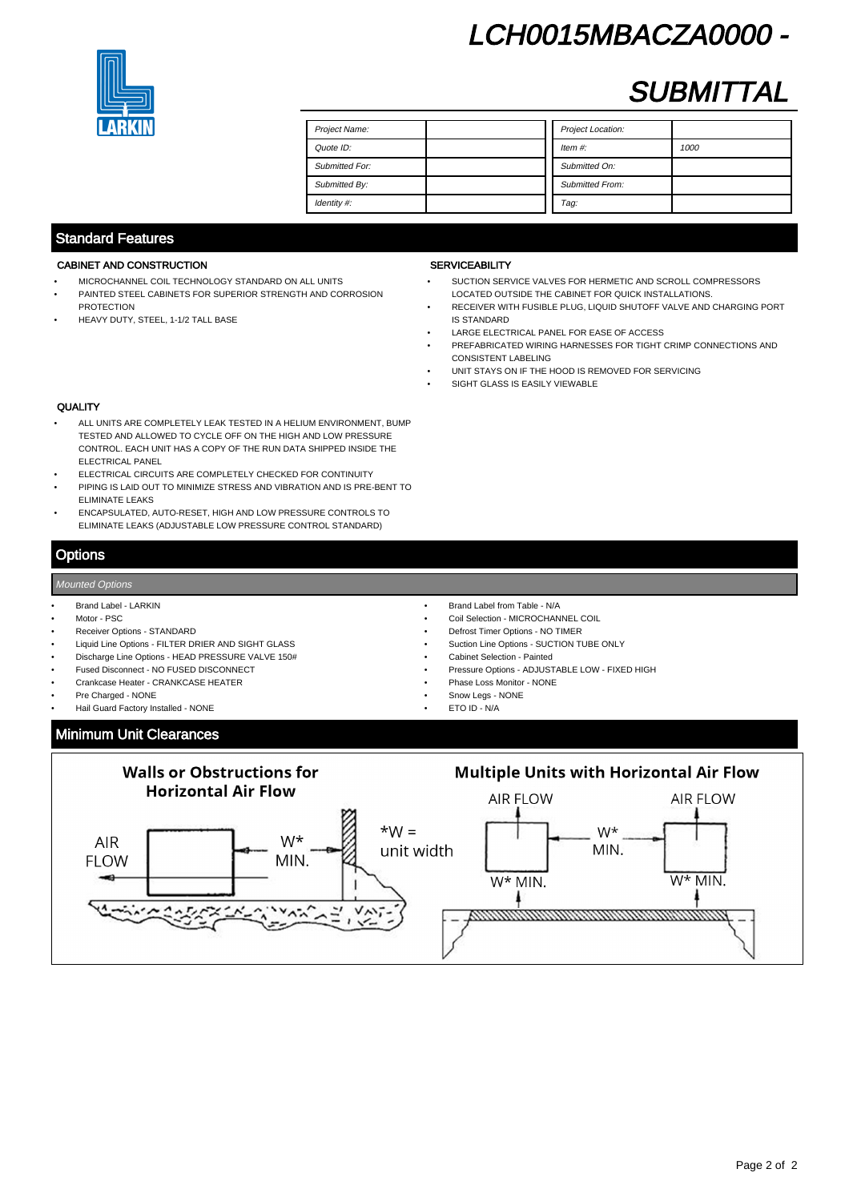# LCH0015MBACZA0000 - SUBMITTAL

| | | | |
|---|---|---|---|
| Project Name: | | Project Location: | |
| Quote ID: | | Item #: | 1000 |
| Submitted For: | | Submitted On: | |
| Submitted By: | | Submitted From: | |
| Identity #: | | Tag: | |

## Standard Features

### CABINET AND CONSTRUCTION

- MICROCHANNEL COIL TECHNOLOGY STANDARD ON ALL UNITS
- PAINTED STEEL CABINETS FOR SUPERIOR STRENGTH AND CORROSION PROTECTION
- HEAVY DUTY, STEEL, 1-1/2 TALL BASE

### SERVICEABILITY

- SUCTION SERVICE VALVES FOR HERMETIC AND SCROLL COMPRESSORS LOCATED OUTSIDE THE CABINET FOR QUICK INSTALLATIONS.
- RECEIVER WITH FUSIBLE PLUG, LIQUID SHUTOFF VALVE AND CHARGING PORT IS STANDARD
- LARGE ELECTRICAL PANEL FOR EASE OF ACCESS
- PREFABRICATED WIRING HARNESSES FOR TIGHT CRIMP CONNECTIONS AND CONSISTENT LABELING
- UNIT STAYS ON IF THE HOOD IS REMOVED FOR SERVICING
- SIGHT GLASS IS EASILY VIEWABLE

### QUALITY

- ALL UNITS ARE COMPLETELY LEAK TESTED IN A HELIUM ENVIRONMENT, BUMP TESTED AND ALLOWED TO CYCLE OFF ON THE HIGH AND LOW PRESSURE CONTROL. EACH UNIT HAS A COPY OF THE RUN DATA SHIPPED INSIDE THE ELECTRICAL PANEL
- ELECTRICAL CIRCUITS ARE COMPLETELY CHECKED FOR CONTINUITY
- PIPING IS LAID OUT TO MINIMIZE STRESS AND VIBRATION AND IS PRE-BENT TO ELIMINATE LEAKS
- ENCAPSULATED, AUTO-RESET, HIGH AND LOW PRESSURE CONTROLS TO ELIMINATE LEAKS (ADJUSTABLE LOW PRESSURE CONTROL STANDARD)

## Options

### *Mounted Options*

- Brand Label - LARKIN
- Motor - PSC
- Receiver Options - STANDARD
- Liquid Line Options - FILTER DRIER AND SIGHT GLASS
- Discharge Line Options - HEAD PRESSURE VALVE 150#
- Fused Disconnect - NO FUSED DISCONNECT
- Crankcase Heater - CRANKCASE HEATER
- Pre Charged - NONE
- Hail Guard Factory Installed - NONE
- Brand Label from Table - N/A
- Coil Selection - MICROCHANNEL COIL
- Defrost Timer Options - NO TIMER
- Suction Line Options - SUCTION TUBE ONLY
- Cabinet Selection - Painted
- Pressure Options - ADJUSTABLE LOW - FIXED HIGH
- Phase Loss Monitor - NONE
- Snow Legs - NONE
- ETO ID - N/A

## Minimum Unit Clearances

**Walls or Obstructions for Horizontal Air Flow**

AIR FLOW

W* MIN.

*W = unit width

**Multiple Units with Horizontal Air Flow**

AIR FLOW

AIR FLOW

W* MIN.

W* MIN.

W* MIN.